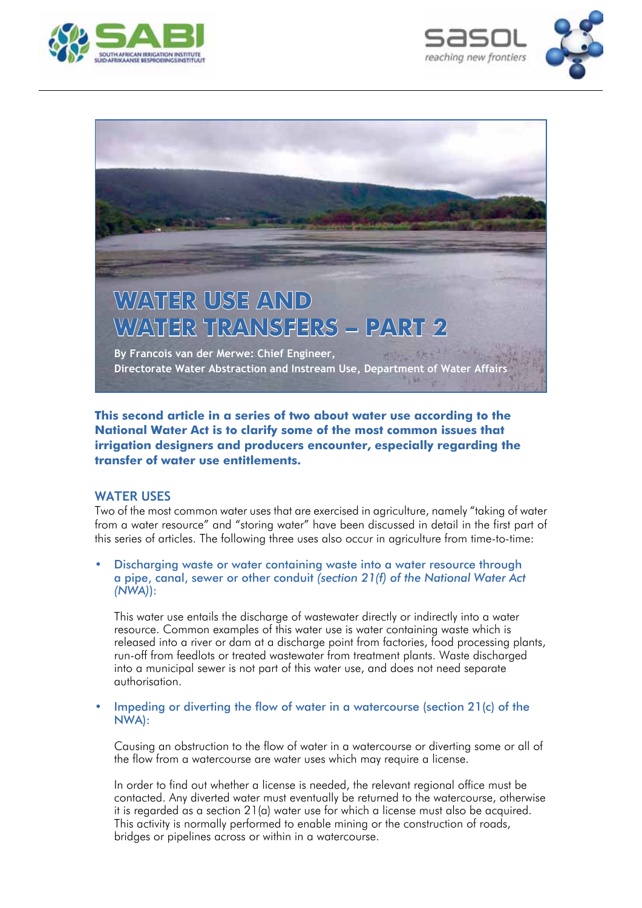# WATER USE AND WATER TRANSFERS – PART 2

**By Francois van der Merwe: Chief Engineer, Directorate Water Abstraction and Instream Use, Department of Water Affairs**

**This second article in a series of two about water use according to the National Water Act is to clarify some of the most common issues that irrigation designers and producers encounter, especially regarding the transfer of water use entitlements.**

## WATER USES

Two of the most common water uses that are exercised in agriculture, namely "taking of water from a water resource" and "storing water" have been discussed in detail in the first part of this series of articles. The following three uses also occur in agriculture from time-to-time:

- Discharging waste or water containing waste into a water resource through a pipe, canal, sewer or other conduit *(section 21(f) of the National Water Act (NWA))*:

  This water use entails the discharge of wastewater directly or indirectly into a water resource. Common examples of this water use is water containing waste which is released into a river or dam at a discharge point from factories, food processing plants, run-off from feedlots or treated wastewater from treatment plants. Waste discharged into a municipal sewer is not part of this water use, and does not need separate authorisation.

- Impeding or diverting the flow of water in a watercourse (section 21(c) of the NWA):

  Causing an obstruction to the flow of water in a watercourse or diverting some or all of the flow from a watercourse are water uses which may require a license.

  In order to find out whether a license is needed, the relevant regional office must be contacted. Any diverted water must eventually be returned to the watercourse, otherwise it is regarded as a section 21(a) water use for which a license must also be acquired. This activity is normally performed to enable mining or the construction of roads, bridges or pipelines across or within in a watercourse.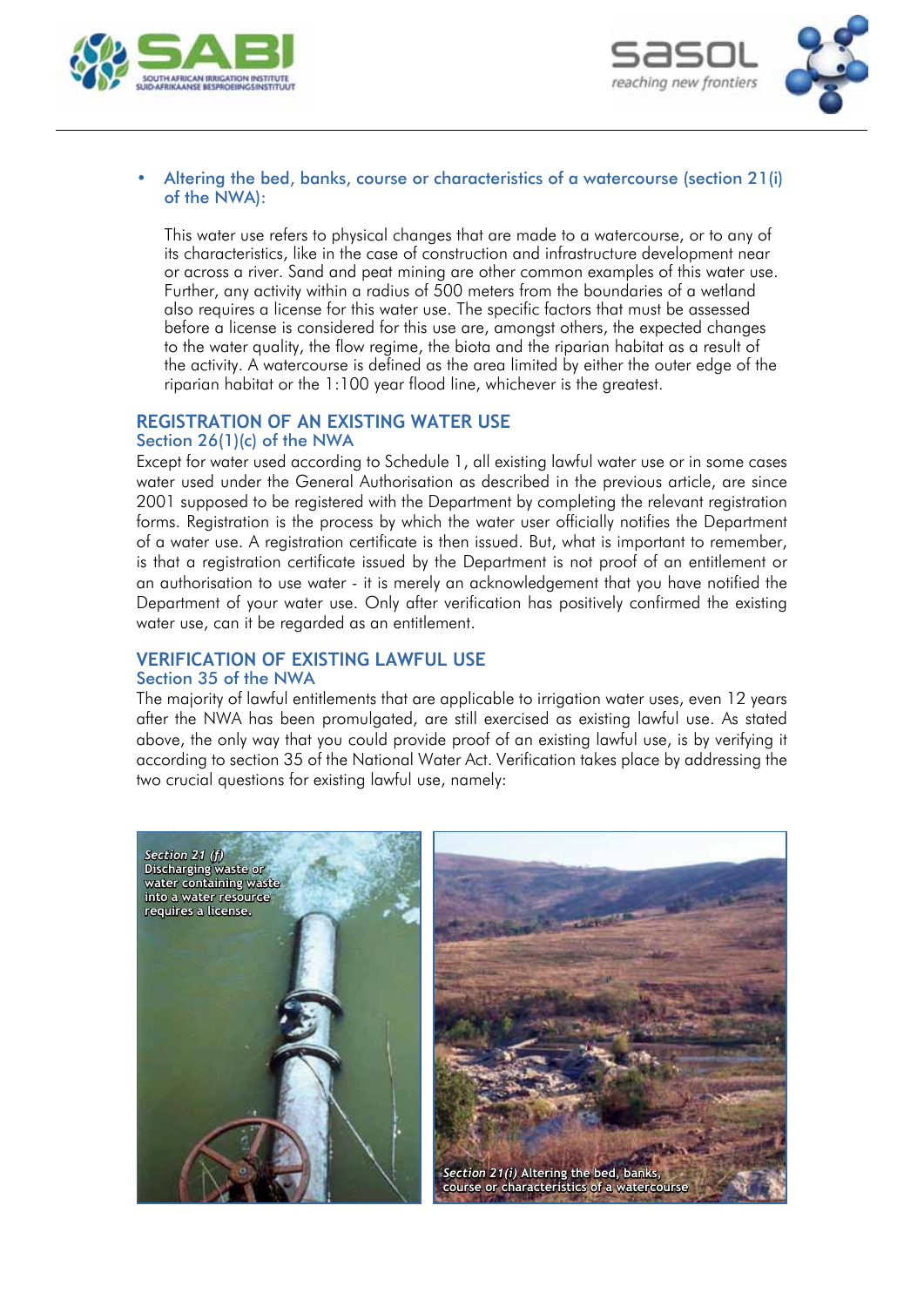- Altering the bed, banks, course or characteristics of a watercourse (section 21(i) of the NWA):

  This water use refers to physical changes that are made to a watercourse, or to any of its characteristics, like in the case of construction and infrastructure development near or across a river. Sand and peat mining are other common examples of this water use. Further, any activity within a radius of 500 meters from the boundaries of a wetland also requires a license for this water use. The specific factors that must be assessed before a license is considered for this use are, amongst others, the expected changes to the water quality, the flow regime, the biota and the riparian habitat as a result of the activity. A watercourse is defined as the area limited by either the outer edge of the riparian habitat or the 1:100 year flood line, whichever is the greatest.

## REGISTRATION OF AN EXISTING WATER USE

### Section 26(1)(c) of the NWA

Except for water used according to Schedule 1, all existing lawful water use or in some cases water used under the General Authorisation as described in the previous article, are since 2001 supposed to be registered with the Department by completing the relevant registration forms. Registration is the process by which the water user officially notifies the Department of a water use. A registration certificate is then issued. But, what is important to remember, is that a registration certificate issued by the Department is not proof of an entitlement or an authorisation to use water - it is merely an acknowledgement that you have notified the Department of your water use. Only after verification has positively confirmed the existing water use, can it be regarded as an entitlement.

## VERIFICATION OF EXISTING LAWFUL USE

### Section 35 of the NWA

The majority of lawful entitlements that are applicable to irrigation water uses, even 12 years after the NWA has been promulgated, are still exercised as existing lawful use. As stated above, the only way that you could provide proof of an existing lawful use, is by verifying it according to section 35 of the National Water Act. Verification takes place by addressing the two crucial questions for existing lawful use, namely:

*Section 21 (f)* Discharging waste or water containing waste into a water resource requires a license.

*Section 21(i)* Altering the bed, banks, course or characteristics of a watercourse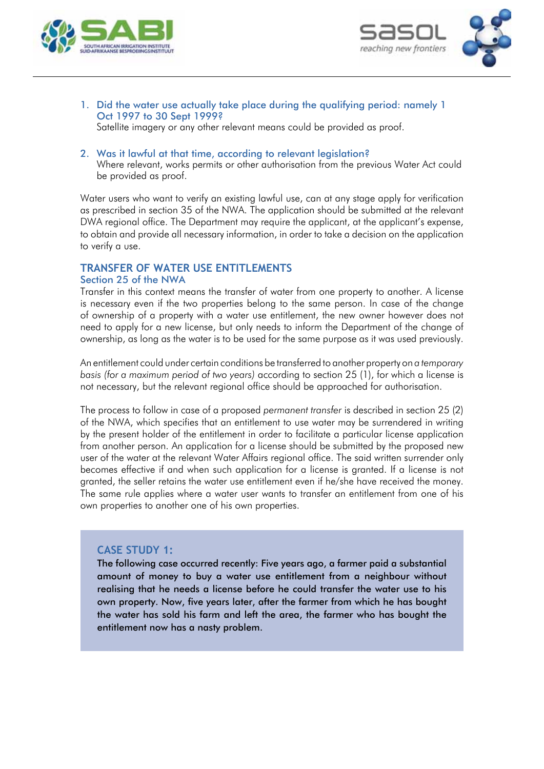1. **Did the water use actually take place during the qualifying period: namely 1 Oct 1997 to 30 Sept 1999?**
   Satellite imagery or any other relevant means could be provided as proof.

2. **Was it lawful at that time, according to relevant legislation?**
   Where relevant, works permits or other authorisation from the previous Water Act could be provided as proof.

Water users who want to verify an existing lawful use, can at any stage apply for verification as prescribed in section 35 of the NWA. The application should be submitted at the relevant DWA regional office. The Department may require the applicant, at the applicant's expense, to obtain and provide all necessary information, in order to take a decision on the application to verify a use.

## TRANSFER OF WATER USE ENTITLEMENTS

### Section 25 of the NWA

Transfer in this context means the transfer of water from one property to another. A license is necessary even if the two properties belong to the same person. In case of the change of ownership of a property with a water use entitlement, the new owner however does not need to apply for a new license, but only needs to inform the Department of the change of ownership, as long as the water is to be used for the same purpose as it was used previously.

An entitlement could under certain conditions be transferred to another property on *a temporary basis (for a maximum period of two years)* according to section 25 (1), for which a license is not necessary, but the relevant regional office should be approached for authorisation.

The process to follow in case of a proposed *permanent transfer* is described in section 25 (2) of the NWA, which specifies that an entitlement to use water may be surrendered in writing by the present holder of the entitlement in order to facilitate a particular license application from another person. An application for a license should be submitted by the proposed new user of the water at the relevant Water Affairs regional office. The said written surrender only becomes effective if and when such application for a license is granted. If a license is not granted, the seller retains the water use entitlement even if he/she have received the money. The same rule applies where a water user wants to transfer an entitlement from one of his own properties to another one of his own properties.

### CASE STUDY 1:

**The following case occurred recently: Five years ago, a farmer paid a substantial amount of money to buy a water use entitlement from a neighbour without realising that he needs a license before he could transfer the water use to his own property. Now, five years later, after the farmer from which he has bought the water has sold his farm and left the area, the farmer who has bought the entitlement now has a nasty problem.**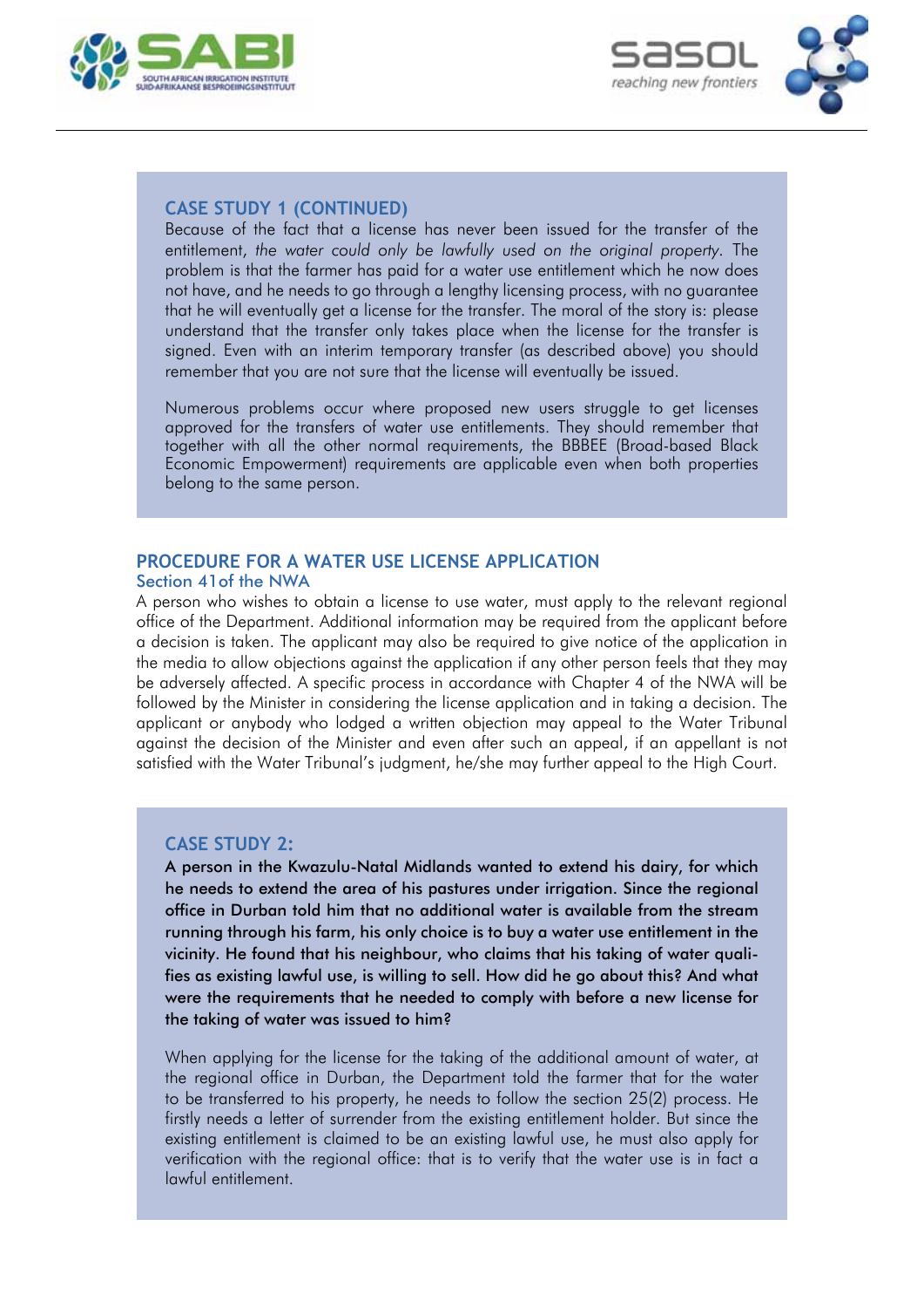### CASE STUDY 1 (CONTINUED)

Because of the fact that a license has never been issued for the transfer of the entitlement, *the water could only be lawfully used on the original property.* The problem is that the farmer has paid for a water use entitlement which he now does not have, and he needs to go through a lengthy licensing process, with no guarantee that he will eventually get a license for the transfer. The moral of the story is: please understand that the transfer only takes place when the license for the transfer is signed. Even with an interim temporary transfer (as described above) you should remember that you are not sure that the license will eventually be issued.

Numerous problems occur where proposed new users struggle to get licenses approved for the transfers of water use entitlements. They should remember that together with all the other normal requirements, the BBBEE (Broad-based Black Economic Empowerment) requirements are applicable even when both properties belong to the same person.

## PROCEDURE FOR A WATER USE LICENSE APPLICATION

### Section 41of the NWA

A person who wishes to obtain a license to use water, must apply to the relevant regional office of the Department. Additional information may be required from the applicant before a decision is taken. The applicant may also be required to give notice of the application in the media to allow objections against the application if any other person feels that they may be adversely affected. A specific process in accordance with Chapter 4 of the NWA will be followed by the Minister in considering the license application and in taking a decision. The applicant or anybody who lodged a written objection may appeal to the Water Tribunal against the decision of the Minister and even after such an appeal, if an appellant is not satisfied with the Water Tribunal's judgment, he/she may further appeal to the High Court.

### CASE STUDY 2:

**A person in the Kwazulu-Natal Midlands wanted to extend his dairy, for which he needs to extend the area of his pastures under irrigation. Since the regional office in Durban told him that no additional water is available from the stream running through his farm, his only choice is to buy a water use entitlement in the vicinity. He found that his neighbour, who claims that his taking of water qualifies as existing lawful use, is willing to sell. How did he go about this? And what were the requirements that he needed to comply with before a new license for the taking of water was issued to him?**

When applying for the license for the taking of the additional amount of water, at the regional office in Durban, the Department told the farmer that for the water to be transferred to his property, he needs to follow the section 25(2) process. He firstly needs a letter of surrender from the existing entitlement holder. But since the existing entitlement is claimed to be an existing lawful use, he must also apply for verification with the regional office: that is to verify that the water use is in fact a lawful entitlement.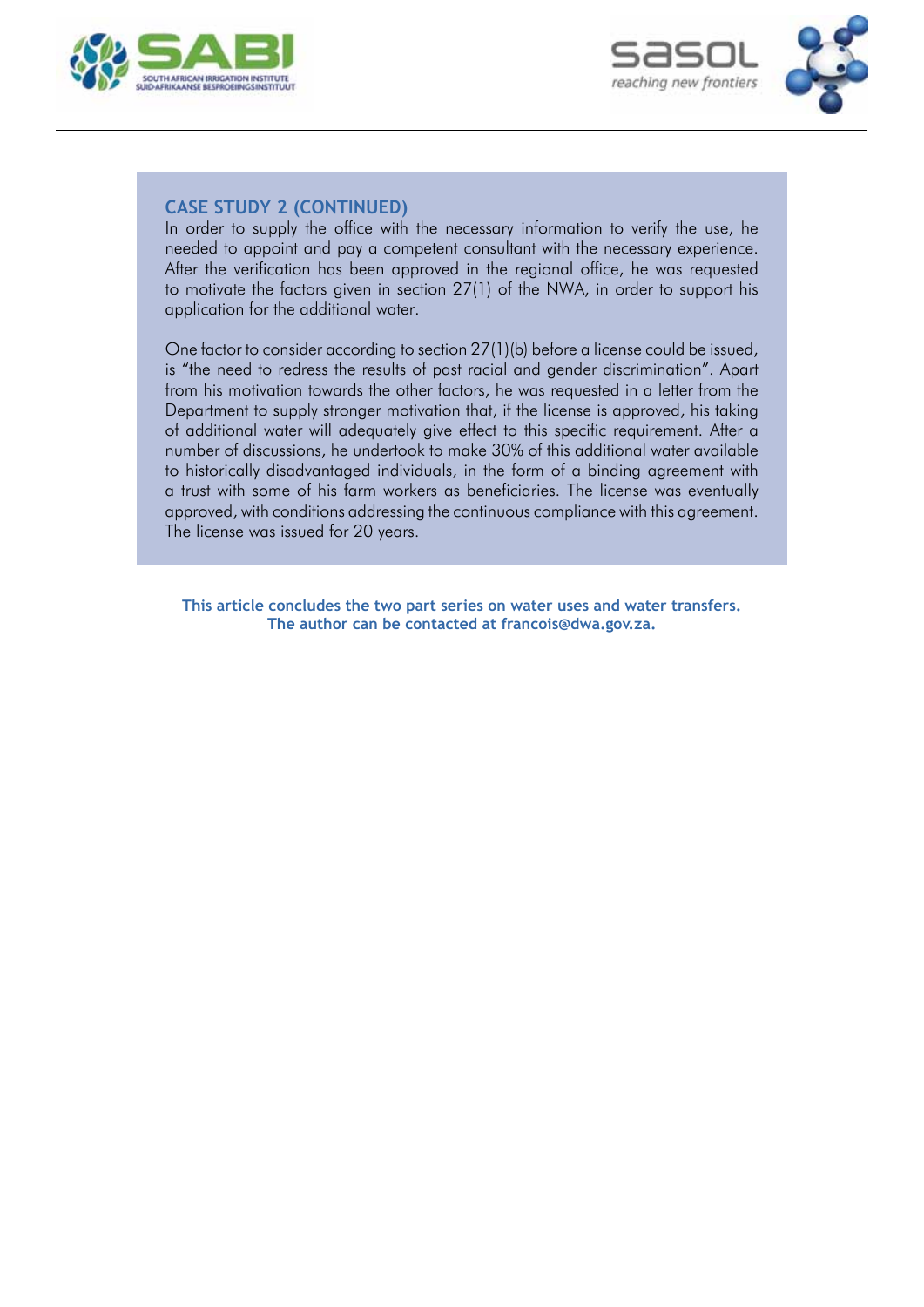### CASE STUDY 2 (CONTINUED)

In order to supply the office with the necessary information to verify the use, he needed to appoint and pay a competent consultant with the necessary experience. After the verification has been approved in the regional office, he was requested to motivate the factors given in section 27(1) of the NWA, in order to support his application for the additional water.

One factor to consider according to section 27(1)(b) before a license could be issued, is "the need to redress the results of past racial and gender discrimination". Apart from his motivation towards the other factors, he was requested in a letter from the Department to supply stronger motivation that, if the license is approved, his taking of additional water will adequately give effect to this specific requirement. After a number of discussions, he undertook to make 30% of this additional water available to historically disadvantaged individuals, in the form of a binding agreement with a trust with some of his farm workers as beneficiaries. The license was eventually approved, with conditions addressing the continuous compliance with this agreement. The license was issued for 20 years.

**This article concludes the two part series on water uses and water transfers. The author can be contacted at francois@dwa.gov.za.**